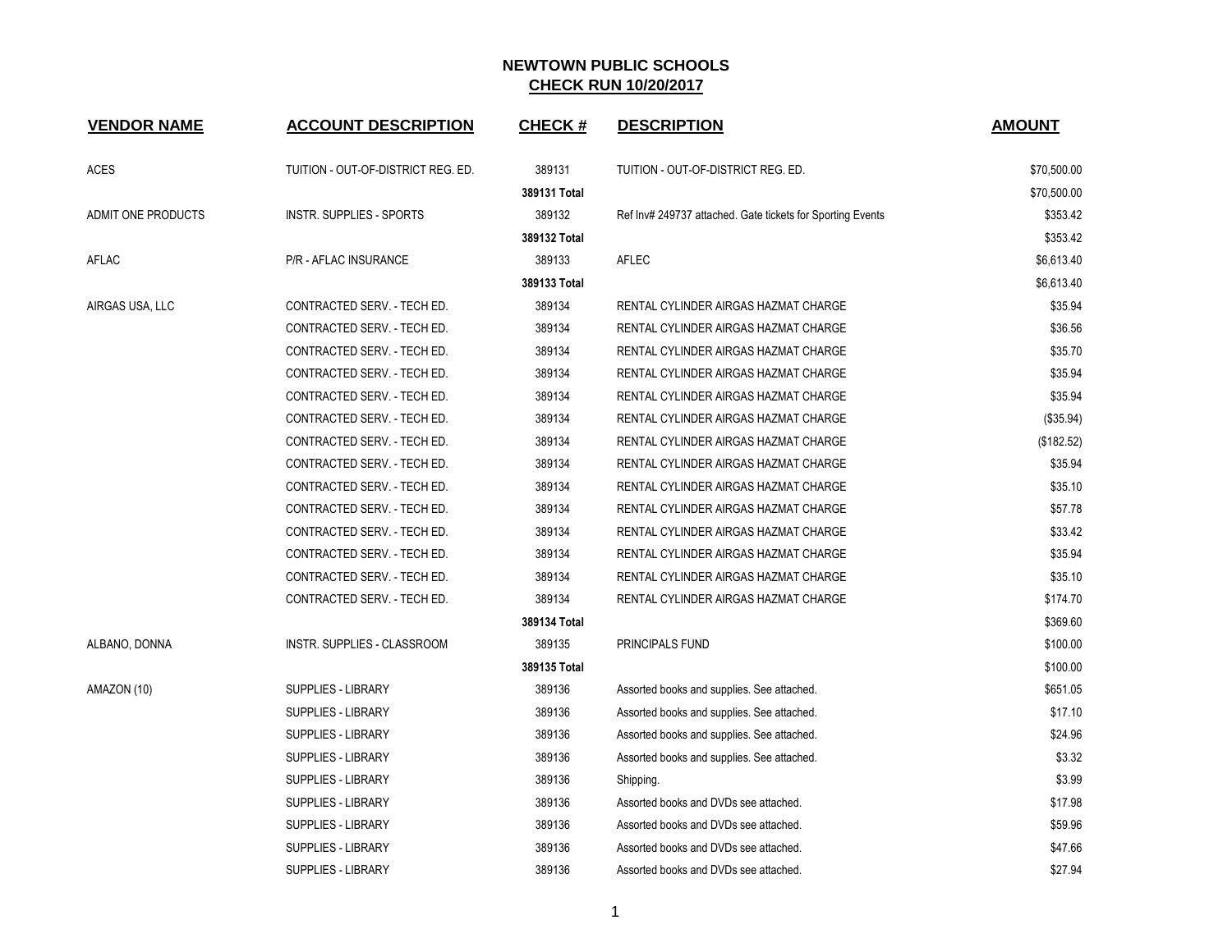# NEWTOWN PUBLIC SCHOOLS

## CHECK RUN 10/20/2017

| VENDOR NAME | ACCOUNT DESCRIPTION | CHECK # | DESCRIPTION | AMOUNT |
|---|---|---|---|---|
| ACES | TUITION - OUT-OF-DISTRICT REG. ED. | 389131 | TUITION - OUT-OF-DISTRICT REG. ED. | $70,500.00 |
| | | 389131 Total | | $70,500.00 |
| ADMIT ONE PRODUCTS | INSTR. SUPPLIES - SPORTS | 389132 | Ref Inv# 249737 attached. Gate tickets for Sporting Events | $353.42 |
| | | 389132 Total | | $353.42 |
| AFLAC | P/R - AFLAC INSURANCE | 389133 | AFLEC | $6,613.40 |
| | | 389133 Total | | $6,613.40 |
| AIRGAS USA, LLC | CONTRACTED SERV. - TECH ED. | 389134 | RENTAL CYLINDER AIRGAS HAZMAT CHARGE | $35.94 |
| | CONTRACTED SERV. - TECH ED. | 389134 | RENTAL CYLINDER AIRGAS HAZMAT CHARGE | $36.56 |
| | CONTRACTED SERV. - TECH ED. | 389134 | RENTAL CYLINDER AIRGAS HAZMAT CHARGE | $35.70 |
| | CONTRACTED SERV. - TECH ED. | 389134 | RENTAL CYLINDER AIRGAS HAZMAT CHARGE | $35.94 |
| | CONTRACTED SERV. - TECH ED. | 389134 | RENTAL CYLINDER AIRGAS HAZMAT CHARGE | $35.94 |
| | CONTRACTED SERV. - TECH ED. | 389134 | RENTAL CYLINDER AIRGAS HAZMAT CHARGE | ($35.94) |
| | CONTRACTED SERV. - TECH ED. | 389134 | RENTAL CYLINDER AIRGAS HAZMAT CHARGE | ($182.52) |
| | CONTRACTED SERV. - TECH ED. | 389134 | RENTAL CYLINDER AIRGAS HAZMAT CHARGE | $35.94 |
| | CONTRACTED SERV. - TECH ED. | 389134 | RENTAL CYLINDER AIRGAS HAZMAT CHARGE | $35.10 |
| | CONTRACTED SERV. - TECH ED. | 389134 | RENTAL CYLINDER AIRGAS HAZMAT CHARGE | $57.78 |
| | CONTRACTED SERV. - TECH ED. | 389134 | RENTAL CYLINDER AIRGAS HAZMAT CHARGE | $33.42 |
| | CONTRACTED SERV. - TECH ED. | 389134 | RENTAL CYLINDER AIRGAS HAZMAT CHARGE | $35.94 |
| | CONTRACTED SERV. - TECH ED. | 389134 | RENTAL CYLINDER AIRGAS HAZMAT CHARGE | $35.10 |
| | CONTRACTED SERV. - TECH ED. | 389134 | RENTAL CYLINDER AIRGAS HAZMAT CHARGE | $174.70 |
| | | 389134 Total | | $369.60 |
| ALBANO, DONNA | INSTR. SUPPLIES - CLASSROOM | 389135 | PRINCIPALS FUND | $100.00 |
| | | 389135 Total | | $100.00 |
| AMAZON (10) | SUPPLIES - LIBRARY | 389136 | Assorted books and supplies. See attached. | $651.05 |
| | SUPPLIES - LIBRARY | 389136 | Assorted books and supplies. See attached. | $17.10 |
| | SUPPLIES - LIBRARY | 389136 | Assorted books and supplies. See attached. | $24.96 |
| | SUPPLIES - LIBRARY | 389136 | Assorted books and supplies. See attached. | $3.32 |
| | SUPPLIES - LIBRARY | 389136 | Shipping. | $3.99 |
| | SUPPLIES - LIBRARY | 389136 | Assorted books and DVDs see attached. | $17.98 |
| | SUPPLIES - LIBRARY | 389136 | Assorted books and DVDs see attached. | $59.96 |
| | SUPPLIES - LIBRARY | 389136 | Assorted books and DVDs see attached. | $47.66 |
| | SUPPLIES - LIBRARY | 389136 | Assorted books and DVDs see attached. | $27.94 |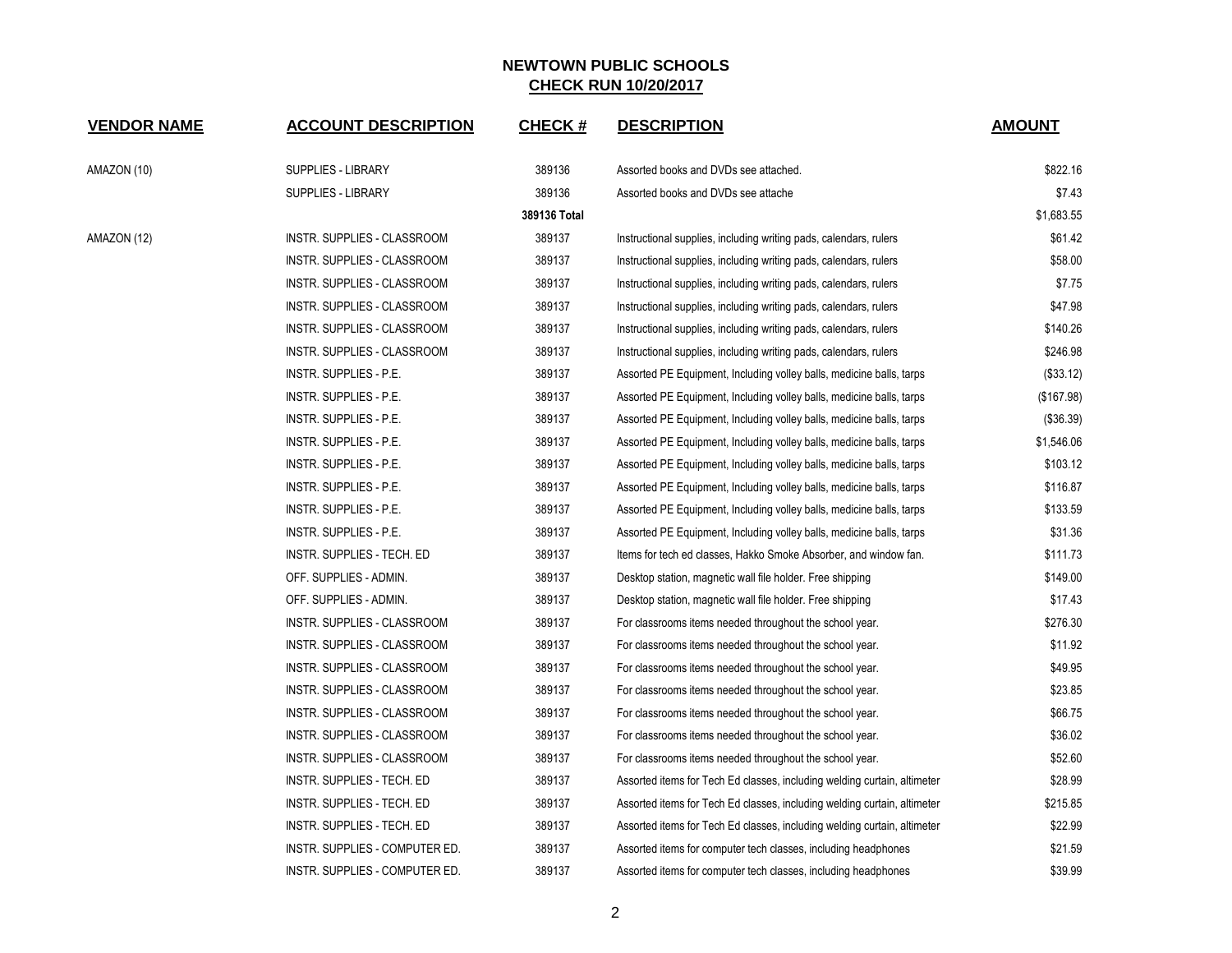# NEWTOWN PUBLIC SCHOOLS

## CHECK RUN 10/20/2017

| VENDOR NAME | ACCOUNT DESCRIPTION | CHECK # | DESCRIPTION | AMOUNT |
|---|---|---|---|---|
| AMAZON (10) | SUPPLIES - LIBRARY | 389136 | Assorted books and DVDs see attached. | $822.16 |
| | SUPPLIES - LIBRARY | 389136 | Assorted books and DVDs see attache | $7.43 |
| | | **389136 Total** | | $1,683.55 |
| AMAZON (12) | INSTR. SUPPLIES - CLASSROOM | 389137 | Instructional supplies, including writing pads, calendars, rulers | $61.42 |
| | INSTR. SUPPLIES - CLASSROOM | 389137 | Instructional supplies, including writing pads, calendars, rulers | $58.00 |
| | INSTR. SUPPLIES - CLASSROOM | 389137 | Instructional supplies, including writing pads, calendars, rulers | $7.75 |
| | INSTR. SUPPLIES - CLASSROOM | 389137 | Instructional supplies, including writing pads, calendars, rulers | $47.98 |
| | INSTR. SUPPLIES - CLASSROOM | 389137 | Instructional supplies, including writing pads, calendars, rulers | $140.26 |
| | INSTR. SUPPLIES - CLASSROOM | 389137 | Instructional supplies, including writing pads, calendars, rulers | $246.98 |
| | INSTR. SUPPLIES - P.E. | 389137 | Assorted PE Equipment, Including volley balls, medicine balls, tarps | ($33.12) |
| | INSTR. SUPPLIES - P.E. | 389137 | Assorted PE Equipment, Including volley balls, medicine balls, tarps | ($167.98) |
| | INSTR. SUPPLIES - P.E. | 389137 | Assorted PE Equipment, Including volley balls, medicine balls, tarps | ($36.39) |
| | INSTR. SUPPLIES - P.E. | 389137 | Assorted PE Equipment, Including volley balls, medicine balls, tarps | $1,546.06 |
| | INSTR. SUPPLIES - P.E. | 389137 | Assorted PE Equipment, Including volley balls, medicine balls, tarps | $103.12 |
| | INSTR. SUPPLIES - P.E. | 389137 | Assorted PE Equipment, Including volley balls, medicine balls, tarps | $116.87 |
| | INSTR. SUPPLIES - P.E. | 389137 | Assorted PE Equipment, Including volley balls, medicine balls, tarps | $133.59 |
| | INSTR. SUPPLIES - P.E. | 389137 | Assorted PE Equipment, Including volley balls, medicine balls, tarps | $31.36 |
| | INSTR. SUPPLIES - TECH. ED | 389137 | Items for tech ed classes, Hakko Smoke Absorber, and window fan. | $111.73 |
| | OFF. SUPPLIES - ADMIN. | 389137 | Desktop station, magnetic wall file holder. Free shipping | $149.00 |
| | OFF. SUPPLIES - ADMIN. | 389137 | Desktop station, magnetic wall file holder. Free shipping | $17.43 |
| | INSTR. SUPPLIES - CLASSROOM | 389137 | For classrooms items needed throughout the school year. | $276.30 |
| | INSTR. SUPPLIES - CLASSROOM | 389137 | For classrooms items needed throughout the school year. | $11.92 |
| | INSTR. SUPPLIES - CLASSROOM | 389137 | For classrooms items needed throughout the school year. | $49.95 |
| | INSTR. SUPPLIES - CLASSROOM | 389137 | For classrooms items needed throughout the school year. | $23.85 |
| | INSTR. SUPPLIES - CLASSROOM | 389137 | For classrooms items needed throughout the school year. | $66.75 |
| | INSTR. SUPPLIES - CLASSROOM | 389137 | For classrooms items needed throughout the school year. | $36.02 |
| | INSTR. SUPPLIES - CLASSROOM | 389137 | For classrooms items needed throughout the school year. | $52.60 |
| | INSTR. SUPPLIES - TECH. ED | 389137 | Assorted items for Tech Ed classes, including welding curtain, altimeter | $28.99 |
| | INSTR. SUPPLIES - TECH. ED | 389137 | Assorted items for Tech Ed classes, including welding curtain, altimeter | $215.85 |
| | INSTR. SUPPLIES - TECH. ED | 389137 | Assorted items for Tech Ed classes, including welding curtain, altimeter | $22.99 |
| | INSTR. SUPPLIES - COMPUTER ED. | 389137 | Assorted items for computer tech classes, including headphones | $21.59 |
| | INSTR. SUPPLIES - COMPUTER ED. | 389137 | Assorted items for computer tech classes, including headphones | $39.99 |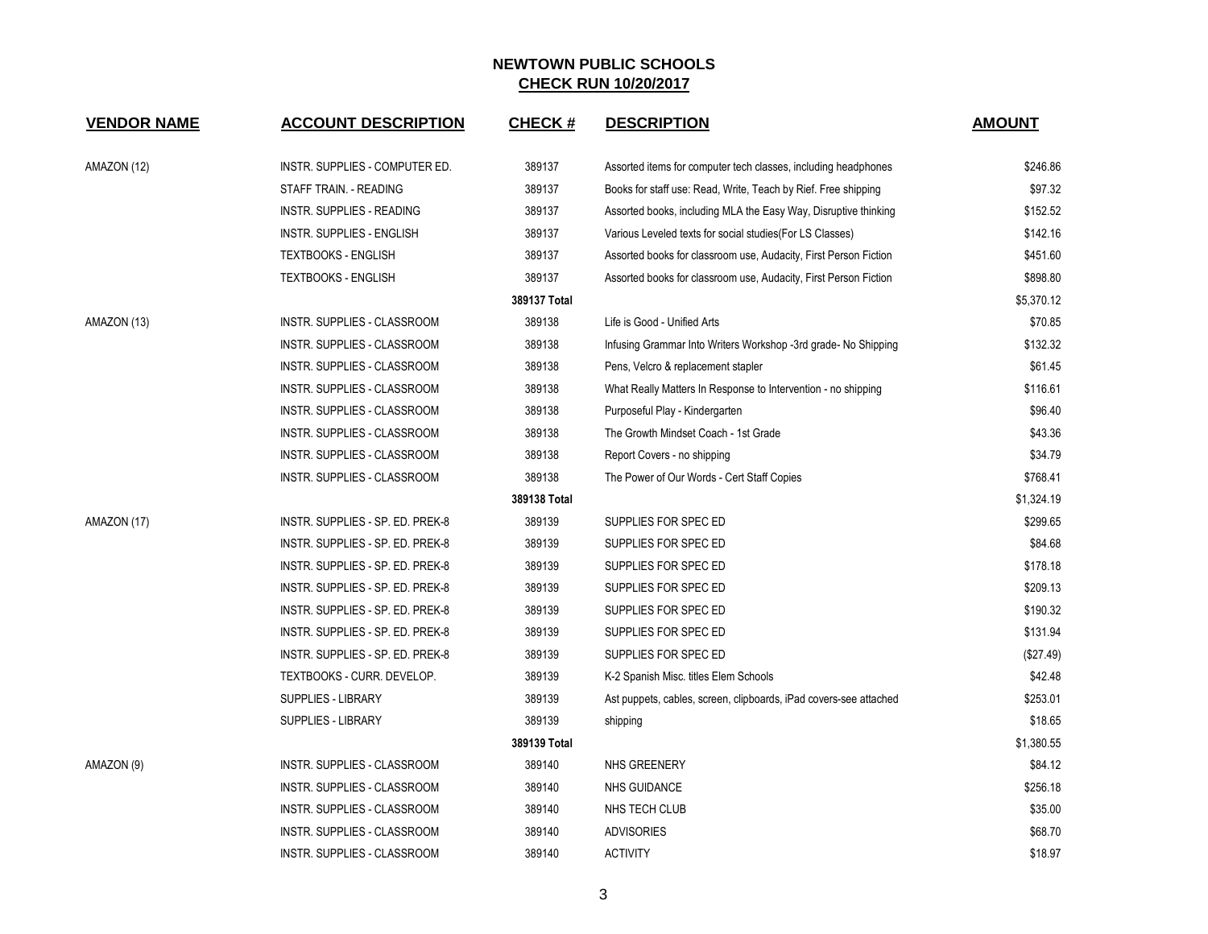## NEWTOWN PUBLIC SCHOOLS
## CHECK RUN 10/20/2017

| VENDOR NAME | ACCOUNT DESCRIPTION | CHECK # | DESCRIPTION | AMOUNT |
|---|---|---|---|---|
| AMAZON (12) | INSTR. SUPPLIES - COMPUTER ED. | 389137 | Assorted items for computer tech classes, including headphones | $246.86 |
| | STAFF TRAIN. - READING | 389137 | Books for staff use: Read, Write, Teach by Rief. Free shipping | $97.32 |
| | INSTR. SUPPLIES - READING | 389137 | Assorted books, including MLA the Easy Way, Disruptive thinking | $152.52 |
| | INSTR. SUPPLIES - ENGLISH | 389137 | Various Leveled texts for social studies(For LS Classes) | $142.16 |
| | TEXTBOOKS - ENGLISH | 389137 | Assorted books for classroom use, Audacity, First Person Fiction | $451.60 |
| | TEXTBOOKS - ENGLISH | 389137 | Assorted books for classroom use, Audacity, First Person Fiction | $898.80 |
| | | **389137 Total** | | $5,370.12 |
| AMAZON (13) | INSTR. SUPPLIES - CLASSROOM | 389138 | Life is Good - Unified Arts | $70.85 |
| | INSTR. SUPPLIES - CLASSROOM | 389138 | Infusing Grammar Into Writers Workshop -3rd grade- No Shipping | $132.32 |
| | INSTR. SUPPLIES - CLASSROOM | 389138 | Pens, Velcro & replacement stapler | $61.45 |
| | INSTR. SUPPLIES - CLASSROOM | 389138 | What Really Matters In Response to Intervention - no shipping | $116.61 |
| | INSTR. SUPPLIES - CLASSROOM | 389138 | Purposeful Play - Kindergarten | $96.40 |
| | INSTR. SUPPLIES - CLASSROOM | 389138 | The Growth Mindset Coach - 1st Grade | $43.36 |
| | INSTR. SUPPLIES - CLASSROOM | 389138 | Report Covers - no shipping | $34.79 |
| | INSTR. SUPPLIES - CLASSROOM | 389138 | The Power of Our Words - Cert Staff Copies | $768.41 |
| | | **389138 Total** | | $1,324.19 |
| AMAZON (17) | INSTR. SUPPLIES - SP. ED. PREK-8 | 389139 | SUPPLIES FOR SPEC ED | $299.65 |
| | INSTR. SUPPLIES - SP. ED. PREK-8 | 389139 | SUPPLIES FOR SPEC ED | $84.68 |
| | INSTR. SUPPLIES - SP. ED. PREK-8 | 389139 | SUPPLIES FOR SPEC ED | $178.18 |
| | INSTR. SUPPLIES - SP. ED. PREK-8 | 389139 | SUPPLIES FOR SPEC ED | $209.13 |
| | INSTR. SUPPLIES - SP. ED. PREK-8 | 389139 | SUPPLIES FOR SPEC ED | $190.32 |
| | INSTR. SUPPLIES - SP. ED. PREK-8 | 389139 | SUPPLIES FOR SPEC ED | $131.94 |
| | INSTR. SUPPLIES - SP. ED. PREK-8 | 389139 | SUPPLIES FOR SPEC ED | ($27.49) |
| | TEXTBOOKS - CURR. DEVELOP. | 389139 | K-2 Spanish Misc. titles Elem Schools | $42.48 |
| | SUPPLIES - LIBRARY | 389139 | Ast puppets, cables, screen, clipboards, iPad covers-see attached | $253.01 |
| | SUPPLIES - LIBRARY | 389139 | shipping | $18.65 |
| | | **389139 Total** | | $1,380.55 |
| AMAZON (9) | INSTR. SUPPLIES - CLASSROOM | 389140 | NHS GREENERY | $84.12 |
| | INSTR. SUPPLIES - CLASSROOM | 389140 | NHS GUIDANCE | $256.18 |
| | INSTR. SUPPLIES - CLASSROOM | 389140 | NHS TECH CLUB | $35.00 |
| | INSTR. SUPPLIES - CLASSROOM | 389140 | ADVISORIES | $68.70 |
| | INSTR. SUPPLIES - CLASSROOM | 389140 | ACTIVITY | $18.97 |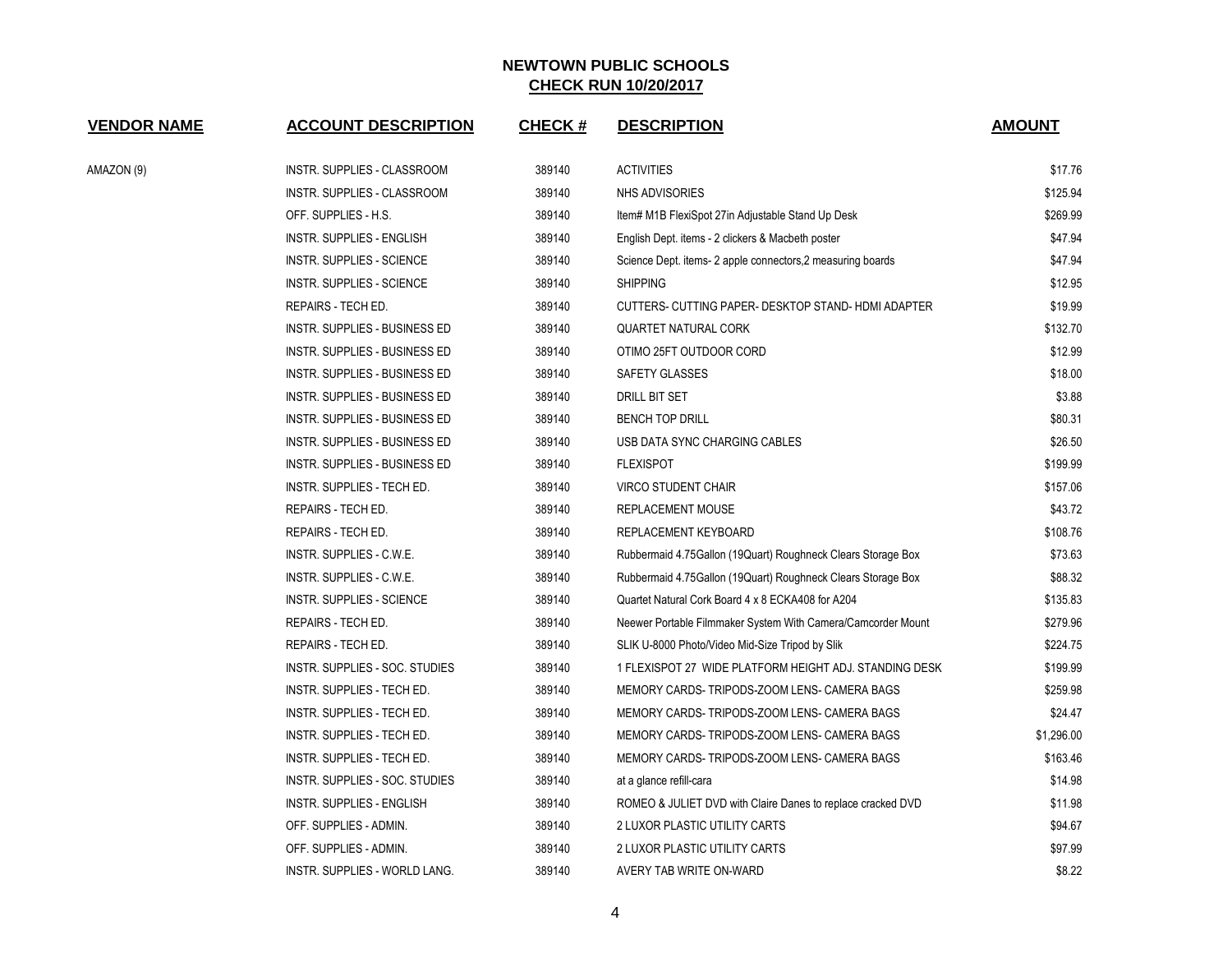# NEWTOWN PUBLIC SCHOOLS

## CHECK RUN 10/20/2017

| VENDOR NAME | ACCOUNT DESCRIPTION | CHECK # | DESCRIPTION | AMOUNT |
|---|---|---|---|---|
| AMAZON (9) | INSTR. SUPPLIES - CLASSROOM | 389140 | ACTIVITIES | $17.76 |
| | INSTR. SUPPLIES - CLASSROOM | 389140 | NHS ADVISORIES | $125.94 |
| | OFF. SUPPLIES - H.S. | 389140 | Item# M1B FlexiSpot 27in Adjustable Stand Up Desk | $269.99 |
| | INSTR. SUPPLIES - ENGLISH | 389140 | English Dept. items - 2 clickers & Macbeth poster | $47.94 |
| | INSTR. SUPPLIES - SCIENCE | 389140 | Science Dept. items- 2 apple connectors,2 measuring boards | $47.94 |
| | INSTR. SUPPLIES - SCIENCE | 389140 | SHIPPING | $12.95 |
| | REPAIRS - TECH ED. | 389140 | CUTTERS- CUTTING PAPER- DESKTOP STAND- HDMI ADAPTER | $19.99 |
| | INSTR. SUPPLIES - BUSINESS ED | 389140 | QUARTET NATURAL CORK | $132.70 |
| | INSTR. SUPPLIES - BUSINESS ED | 389140 | OTIMO 25FT OUTDOOR CORD | $12.99 |
| | INSTR. SUPPLIES - BUSINESS ED | 389140 | SAFETY GLASSES | $18.00 |
| | INSTR. SUPPLIES - BUSINESS ED | 389140 | DRILL BIT SET | $3.88 |
| | INSTR. SUPPLIES - BUSINESS ED | 389140 | BENCH TOP DRILL | $80.31 |
| | INSTR. SUPPLIES - BUSINESS ED | 389140 | USB DATA SYNC CHARGING CABLES | $26.50 |
| | INSTR. SUPPLIES - BUSINESS ED | 389140 | FLEXISPOT | $199.99 |
| | INSTR. SUPPLIES - TECH ED. | 389140 | VIRCO STUDENT CHAIR | $157.06 |
| | REPAIRS - TECH ED. | 389140 | REPLACEMENT MOUSE | $43.72 |
| | REPAIRS - TECH ED. | 389140 | REPLACEMENT KEYBOARD | $108.76 |
| | INSTR. SUPPLIES - C.W.E. | 389140 | Rubbermaid 4.75Gallon (19Quart) Roughneck Clears Storage Box | $73.63 |
| | INSTR. SUPPLIES - C.W.E. | 389140 | Rubbermaid 4.75Gallon (19Quart) Roughneck Clears Storage Box | $88.32 |
| | INSTR. SUPPLIES - SCIENCE | 389140 | Quartet Natural Cork Board 4 x 8 ECKA408 for A204 | $135.83 |
| | REPAIRS - TECH ED. | 389140 | Neewer Portable Filmmaker System With Camera/Camcorder Mount | $279.96 |
| | REPAIRS - TECH ED. | 389140 | SLIK U-8000 Photo/Video Mid-Size Tripod by Slik | $224.75 |
| | INSTR. SUPPLIES - SOC. STUDIES | 389140 | 1 FLEXISPOT 27 WIDE PLATFORM HEIGHT ADJ. STANDING DESK | $199.99 |
| | INSTR. SUPPLIES - TECH ED. | 389140 | MEMORY CARDS- TRIPODS-ZOOM LENS- CAMERA BAGS | $259.98 |
| | INSTR. SUPPLIES - TECH ED. | 389140 | MEMORY CARDS- TRIPODS-ZOOM LENS- CAMERA BAGS | $24.47 |
| | INSTR. SUPPLIES - TECH ED. | 389140 | MEMORY CARDS- TRIPODS-ZOOM LENS- CAMERA BAGS | $1,296.00 |
| | INSTR. SUPPLIES - TECH ED. | 389140 | MEMORY CARDS- TRIPODS-ZOOM LENS- CAMERA BAGS | $163.46 |
| | INSTR. SUPPLIES - SOC. STUDIES | 389140 | at a glance refill-cara | $14.98 |
| | INSTR. SUPPLIES - ENGLISH | 389140 | ROMEO & JULIET DVD with Claire Danes to replace cracked DVD | $11.98 |
| | OFF. SUPPLIES - ADMIN. | 389140 | 2 LUXOR PLASTIC UTILITY CARTS | $94.67 |
| | OFF. SUPPLIES - ADMIN. | 389140 | 2 LUXOR PLASTIC UTILITY CARTS | $97.99 |
| | INSTR. SUPPLIES - WORLD LANG. | 389140 | AVERY TAB WRITE ON-WARD | $8.22 |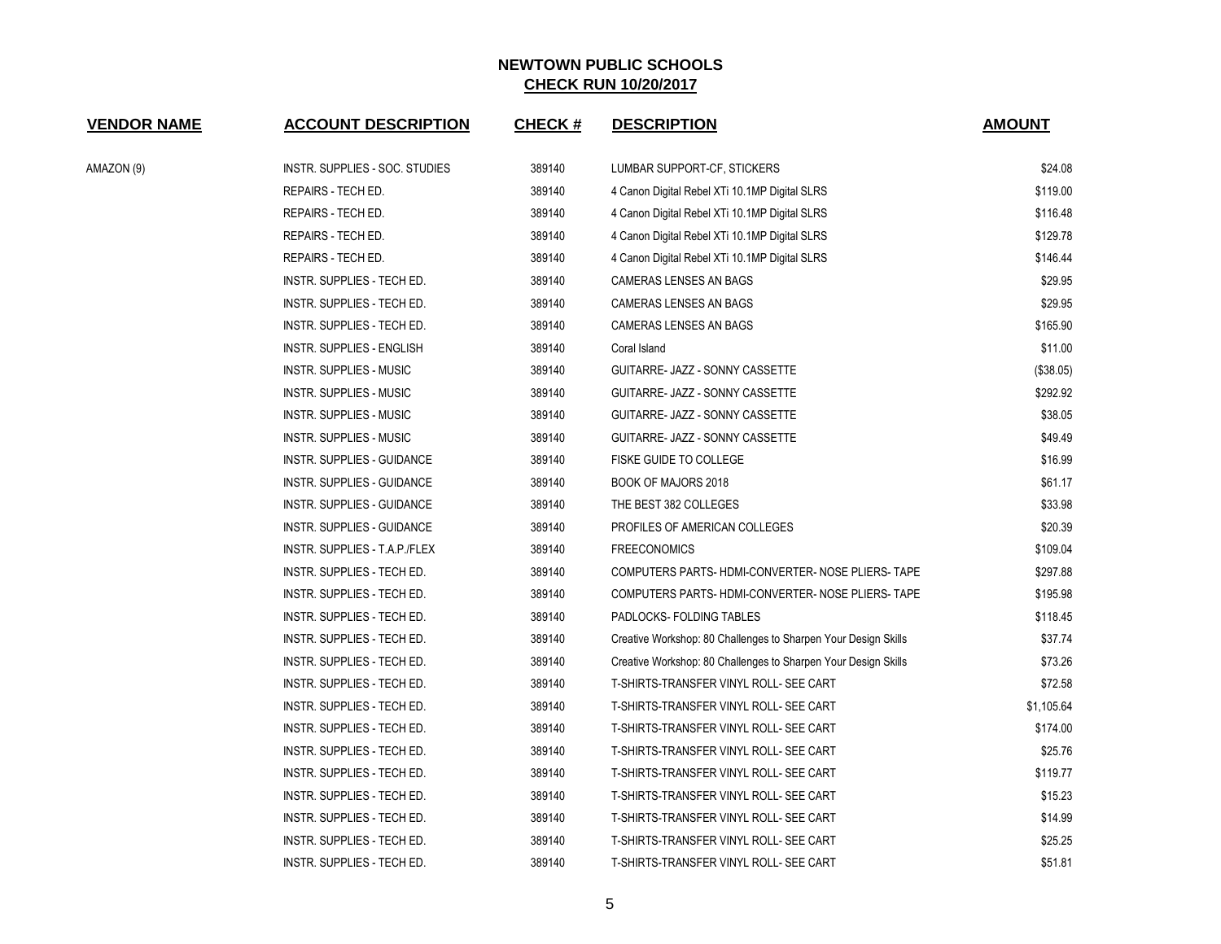## NEWTOWN PUBLIC SCHOOLS
## CHECK RUN 10/20/2017

| VENDOR NAME | ACCOUNT DESCRIPTION | CHECK # | DESCRIPTION | AMOUNT |
|---|---|---|---|---|
| AMAZON (9) | INSTR. SUPPLIES - SOC. STUDIES | 389140 | LUMBAR SUPPORT-CF, STICKERS | $24.08 |
| | REPAIRS - TECH ED. | 389140 | 4 Canon Digital Rebel XTi 10.1MP Digital SLRS | $119.00 |
| | REPAIRS - TECH ED. | 389140 | 4 Canon Digital Rebel XTi 10.1MP Digital SLRS | $116.48 |
| | REPAIRS - TECH ED. | 389140 | 4 Canon Digital Rebel XTi 10.1MP Digital SLRS | $129.78 |
| | REPAIRS - TECH ED. | 389140 | 4 Canon Digital Rebel XTi 10.1MP Digital SLRS | $146.44 |
| | INSTR. SUPPLIES - TECH ED. | 389140 | CAMERAS LENSES AN BAGS | $29.95 |
| | INSTR. SUPPLIES - TECH ED. | 389140 | CAMERAS LENSES AN BAGS | $29.95 |
| | INSTR. SUPPLIES - TECH ED. | 389140 | CAMERAS LENSES AN BAGS | $165.90 |
| | INSTR. SUPPLIES - ENGLISH | 389140 | Coral Island | $11.00 |
| | INSTR. SUPPLIES - MUSIC | 389140 | GUITARRE- JAZZ - SONNY CASSETTE | ($38.05) |
| | INSTR. SUPPLIES - MUSIC | 389140 | GUITARRE- JAZZ - SONNY CASSETTE | $292.92 |
| | INSTR. SUPPLIES - MUSIC | 389140 | GUITARRE- JAZZ - SONNY CASSETTE | $38.05 |
| | INSTR. SUPPLIES - MUSIC | 389140 | GUITARRE- JAZZ - SONNY CASSETTE | $49.49 |
| | INSTR. SUPPLIES - GUIDANCE | 389140 | FISKE GUIDE TO COLLEGE | $16.99 |
| | INSTR. SUPPLIES - GUIDANCE | 389140 | BOOK OF MAJORS 2018 | $61.17 |
| | INSTR. SUPPLIES - GUIDANCE | 389140 | THE BEST 382 COLLEGES | $33.98 |
| | INSTR. SUPPLIES - GUIDANCE | 389140 | PROFILES OF AMERICAN COLLEGES | $20.39 |
| | INSTR. SUPPLIES - T.A.P./FLEX | 389140 | FREECONOMICS | $109.04 |
| | INSTR. SUPPLIES - TECH ED. | 389140 | COMPUTERS PARTS- HDMI-CONVERTER- NOSE PLIERS- TAPE | $297.88 |
| | INSTR. SUPPLIES - TECH ED. | 389140 | COMPUTERS PARTS- HDMI-CONVERTER- NOSE PLIERS- TAPE | $195.98 |
| | INSTR. SUPPLIES - TECH ED. | 389140 | PADLOCKS- FOLDING TABLES | $118.45 |
| | INSTR. SUPPLIES - TECH ED. | 389140 | Creative Workshop: 80 Challenges to Sharpen Your Design Skills | $37.74 |
| | INSTR. SUPPLIES - TECH ED. | 389140 | Creative Workshop: 80 Challenges to Sharpen Your Design Skills | $73.26 |
| | INSTR. SUPPLIES - TECH ED. | 389140 | T-SHIRTS-TRANSFER VINYL ROLL- SEE CART | $72.58 |
| | INSTR. SUPPLIES - TECH ED. | 389140 | T-SHIRTS-TRANSFER VINYL ROLL- SEE CART | $1,105.64 |
| | INSTR. SUPPLIES - TECH ED. | 389140 | T-SHIRTS-TRANSFER VINYL ROLL- SEE CART | $174.00 |
| | INSTR. SUPPLIES - TECH ED. | 389140 | T-SHIRTS-TRANSFER VINYL ROLL- SEE CART | $25.76 |
| | INSTR. SUPPLIES - TECH ED. | 389140 | T-SHIRTS-TRANSFER VINYL ROLL- SEE CART | $119.77 |
| | INSTR. SUPPLIES - TECH ED. | 389140 | T-SHIRTS-TRANSFER VINYL ROLL- SEE CART | $15.23 |
| | INSTR. SUPPLIES - TECH ED. | 389140 | T-SHIRTS-TRANSFER VINYL ROLL- SEE CART | $14.99 |
| | INSTR. SUPPLIES - TECH ED. | 389140 | T-SHIRTS-TRANSFER VINYL ROLL- SEE CART | $25.25 |
| | INSTR. SUPPLIES - TECH ED. | 389140 | T-SHIRTS-TRANSFER VINYL ROLL- SEE CART | $51.81 |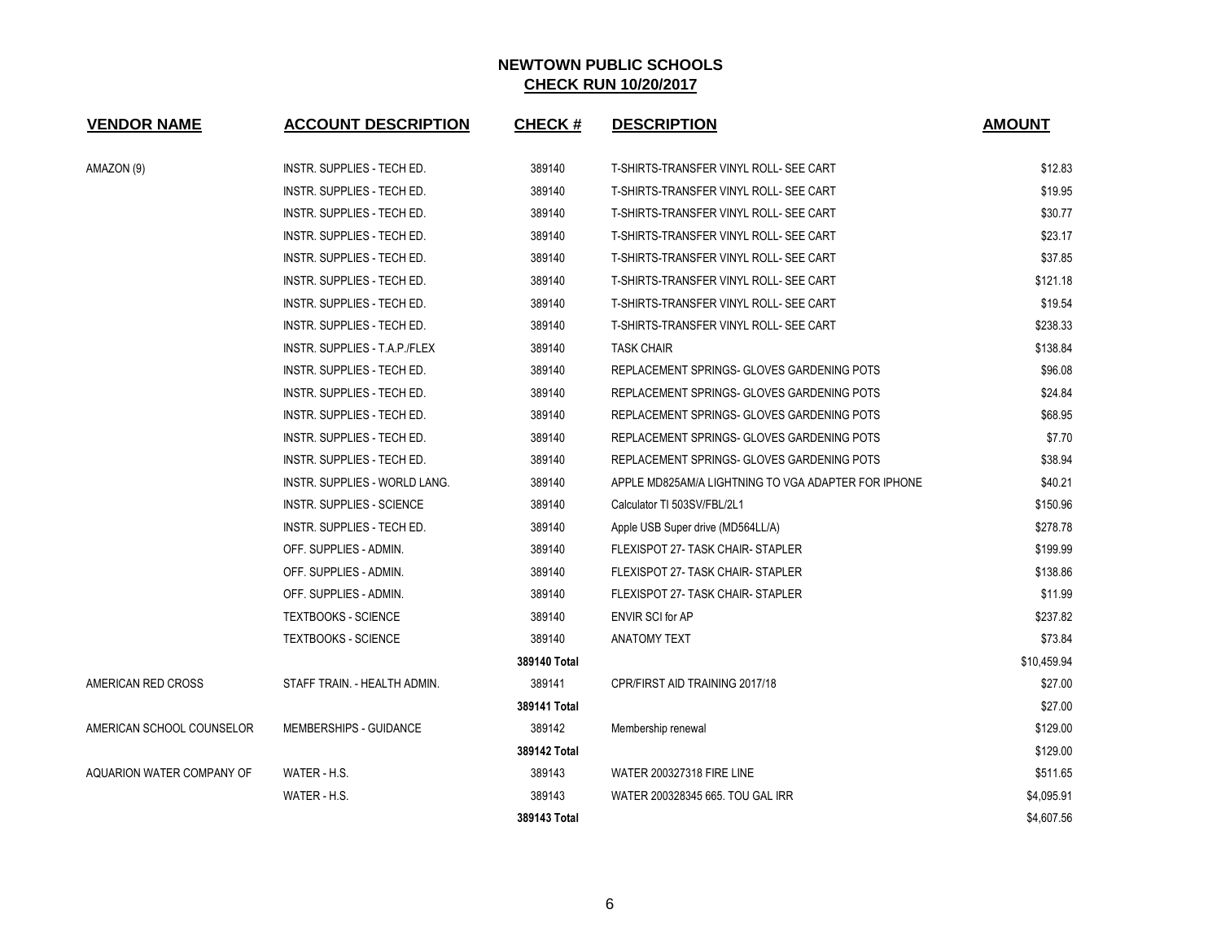# NEWTOWN PUBLIC SCHOOLS

## CHECK RUN 10/20/2017

| VENDOR NAME | ACCOUNT DESCRIPTION | CHECK # | DESCRIPTION | AMOUNT |
|---|---|---|---|---|
| AMAZON (9) | INSTR. SUPPLIES - TECH ED. | 389140 | T-SHIRTS-TRANSFER VINYL ROLL- SEE CART | $12.83 |
| | INSTR. SUPPLIES - TECH ED. | 389140 | T-SHIRTS-TRANSFER VINYL ROLL- SEE CART | $19.95 |
| | INSTR. SUPPLIES - TECH ED. | 389140 | T-SHIRTS-TRANSFER VINYL ROLL- SEE CART | $30.77 |
| | INSTR. SUPPLIES - TECH ED. | 389140 | T-SHIRTS-TRANSFER VINYL ROLL- SEE CART | $23.17 |
| | INSTR. SUPPLIES - TECH ED. | 389140 | T-SHIRTS-TRANSFER VINYL ROLL- SEE CART | $37.85 |
| | INSTR. SUPPLIES - TECH ED. | 389140 | T-SHIRTS-TRANSFER VINYL ROLL- SEE CART | $121.18 |
| | INSTR. SUPPLIES - TECH ED. | 389140 | T-SHIRTS-TRANSFER VINYL ROLL- SEE CART | $19.54 |
| | INSTR. SUPPLIES - TECH ED. | 389140 | T-SHIRTS-TRANSFER VINYL ROLL- SEE CART | $238.33 |
| | INSTR. SUPPLIES - T.A.P./FLEX | 389140 | TASK CHAIR | $138.84 |
| | INSTR. SUPPLIES - TECH ED. | 389140 | REPLACEMENT SPRINGS- GLOVES GARDENING POTS | $96.08 |
| | INSTR. SUPPLIES - TECH ED. | 389140 | REPLACEMENT SPRINGS- GLOVES GARDENING POTS | $24.84 |
| | INSTR. SUPPLIES - TECH ED. | 389140 | REPLACEMENT SPRINGS- GLOVES GARDENING POTS | $68.95 |
| | INSTR. SUPPLIES - TECH ED. | 389140 | REPLACEMENT SPRINGS- GLOVES GARDENING POTS | $7.70 |
| | INSTR. SUPPLIES - TECH ED. | 389140 | REPLACEMENT SPRINGS- GLOVES GARDENING POTS | $38.94 |
| | INSTR. SUPPLIES - WORLD LANG. | 389140 | APPLE MD825AM/A LIGHTNING TO VGA ADAPTER FOR IPHONE | $40.21 |
| | INSTR. SUPPLIES - SCIENCE | 389140 | Calculator TI 503SV/FBL/2L1 | $150.96 |
| | INSTR. SUPPLIES - TECH ED. | 389140 | Apple USB Super drive (MD564LL/A) | $278.78 |
| | OFF. SUPPLIES - ADMIN. | 389140 | FLEXISPOT 27- TASK CHAIR- STAPLER | $199.99 |
| | OFF. SUPPLIES - ADMIN. | 389140 | FLEXISPOT 27- TASK CHAIR- STAPLER | $138.86 |
| | OFF. SUPPLIES - ADMIN. | 389140 | FLEXISPOT 27- TASK CHAIR- STAPLER | $11.99 |
| | TEXTBOOKS - SCIENCE | 389140 | ENVIR SCI for AP | $237.82 |
| | TEXTBOOKS - SCIENCE | 389140 | ANATOMY TEXT | $73.84 |
| | | **389140 Total** | | $10,459.94 |
| AMERICAN RED CROSS | STAFF TRAIN. - HEALTH ADMIN. | 389141 | CPR/FIRST AID TRAINING 2017/18 | $27.00 |
| | | **389141 Total** | | $27.00 |
| AMERICAN SCHOOL COUNSELOR | MEMBERSHIPS - GUIDANCE | 389142 | Membership renewal | $129.00 |
| | | **389142 Total** | | $129.00 |
| AQUARION WATER COMPANY OF | WATER - H.S. | 389143 | WATER 200327318 FIRE LINE | $511.65 |
| | WATER - H.S. | 389143 | WATER 200328345 665. TOU GAL IRR | $4,095.91 |
| | | **389143 Total** | | $4,607.56 |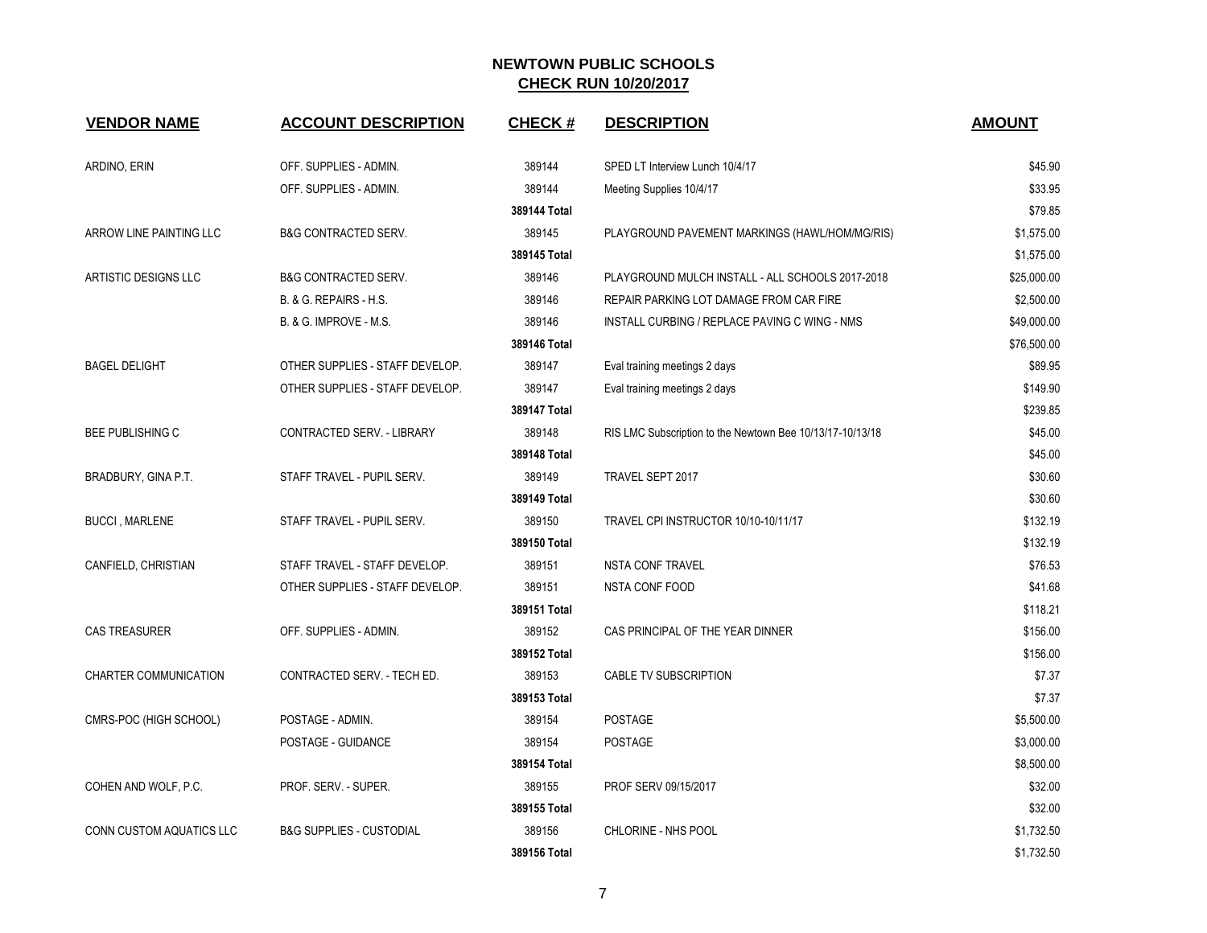# NEWTOWN PUBLIC SCHOOLS

## CHECK RUN 10/20/2017

| VENDOR NAME | ACCOUNT DESCRIPTION | CHECK # | DESCRIPTION | AMOUNT |
|---|---|---|---|---|
| ARDINO, ERIN | OFF. SUPPLIES - ADMIN. | 389144 | SPED LT Interview Lunch 10/4/17 | $45.90 |
| | OFF. SUPPLIES - ADMIN. | 389144 | Meeting Supplies 10/4/17 | $33.95 |
| | | 389144 Total | | $79.85 |
| ARROW LINE PAINTING LLC | B&G CONTRACTED SERV. | 389145 | PLAYGROUND PAVEMENT MARKINGS (HAWL/HOM/MG/RIS) | $1,575.00 |
| | | 389145 Total | | $1,575.00 |
| ARTISTIC DESIGNS LLC | B&G CONTRACTED SERV. | 389146 | PLAYGROUND MULCH INSTALL - ALL SCHOOLS 2017-2018 | $25,000.00 |
| | B. & G. REPAIRS - H.S. | 389146 | REPAIR PARKING LOT DAMAGE FROM CAR FIRE | $2,500.00 |
| | B. & G. IMPROVE - M.S. | 389146 | INSTALL CURBING / REPLACE PAVING C WING - NMS | $49,000.00 |
| | | 389146 Total | | $76,500.00 |
| BAGEL DELIGHT | OTHER SUPPLIES - STAFF DEVELOP. | 389147 | Eval training meetings 2 days | $89.95 |
| | OTHER SUPPLIES - STAFF DEVELOP. | 389147 | Eval training meetings 2 days | $149.90 |
| | | 389147 Total | | $239.85 |
| BEE PUBLISHING C | CONTRACTED SERV. - LIBRARY | 389148 | RIS LMC Subscription to the Newtown Bee 10/13/17-10/13/18 | $45.00 |
| | | 389148 Total | | $45.00 |
| BRADBURY, GINA P.T. | STAFF TRAVEL - PUPIL SERV. | 389149 | TRAVEL SEPT 2017 | $30.60 |
| | | 389149 Total | | $30.60 |
| BUCCI , MARLENE | STAFF TRAVEL - PUPIL SERV. | 389150 | TRAVEL CPI INSTRUCTOR 10/10-10/11/17 | $132.19 |
| | | 389150 Total | | $132.19 |
| CANFIELD, CHRISTIAN | STAFF TRAVEL - STAFF DEVELOP. | 389151 | NSTA CONF TRAVEL | $76.53 |
| | OTHER SUPPLIES - STAFF DEVELOP. | 389151 | NSTA CONF FOOD | $41.68 |
| | | 389151 Total | | $118.21 |
| CAS TREASURER | OFF. SUPPLIES - ADMIN. | 389152 | CAS PRINCIPAL OF THE YEAR DINNER | $156.00 |
| | | 389152 Total | | $156.00 |
| CHARTER COMMUNICATION | CONTRACTED SERV. - TECH ED. | 389153 | CABLE TV SUBSCRIPTION | $7.37 |
| | | 389153 Total | | $7.37 |
| CMRS-POC (HIGH SCHOOL) | POSTAGE - ADMIN. | 389154 | POSTAGE | $5,500.00 |
| | POSTAGE - GUIDANCE | 389154 | POSTAGE | $3,000.00 |
| | | 389154 Total | | $8,500.00 |
| COHEN AND WOLF, P.C. | PROF. SERV. - SUPER. | 389155 | PROF SERV 09/15/2017 | $32.00 |
| | | 389155 Total | | $32.00 |
| CONN CUSTOM AQUATICS LLC | B&G SUPPLIES - CUSTODIAL | 389156 | CHLORINE - NHS POOL | $1,732.50 |
| | | 389156 Total | | $1,732.50 |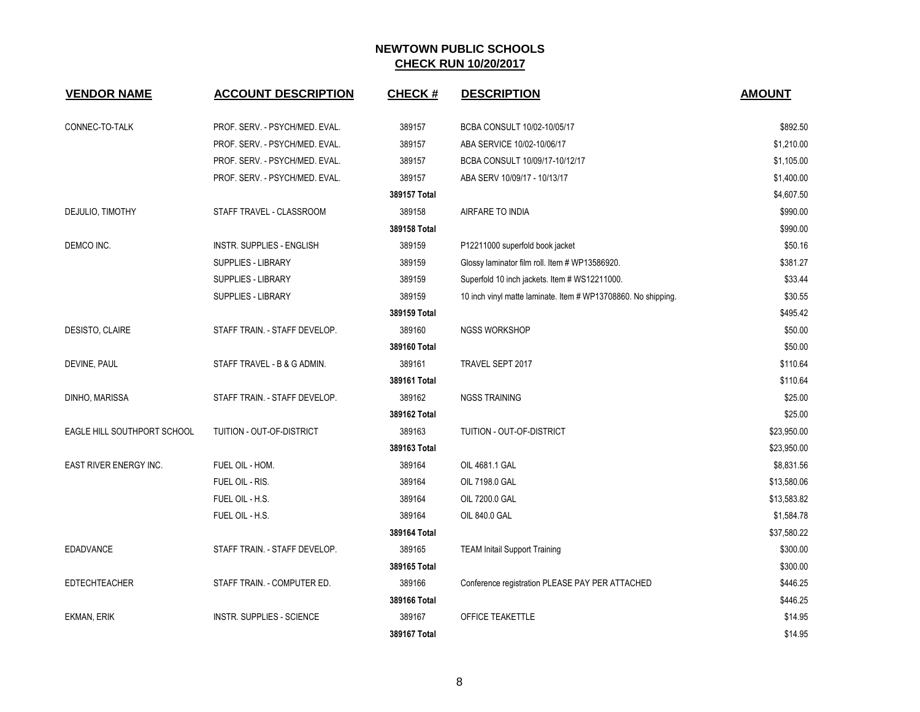# NEWTOWN PUBLIC SCHOOLS

## CHECK RUN 10/20/2017

| VENDOR NAME | ACCOUNT DESCRIPTION | CHECK # | DESCRIPTION | AMOUNT |
|---|---|---|---|---|
| CONNEC-TO-TALK | PROF. SERV. - PSYCH/MED. EVAL. | 389157 | BCBA CONSULT 10/02-10/05/17 | $892.50 |
| | PROF. SERV. - PSYCH/MED. EVAL. | 389157 | ABA SERVICE 10/02-10/06/17 | $1,210.00 |
| | PROF. SERV. - PSYCH/MED. EVAL. | 389157 | BCBA CONSULT 10/09/17-10/12/17 | $1,105.00 |
| | PROF. SERV. - PSYCH/MED. EVAL. | 389157 | ABA SERV 10/09/17 - 10/13/17 | $1,400.00 |
| | | **389157 Total** | | $4,607.50 |
| DEJULIO, TIMOTHY | STAFF TRAVEL - CLASSROOM | 389158 | AIRFARE TO INDIA | $990.00 |
| | | **389158 Total** | | $990.00 |
| DEMCO INC. | INSTR. SUPPLIES - ENGLISH | 389159 | P12211000 superfold book jacket | $50.16 |
| | SUPPLIES - LIBRARY | 389159 | Glossy laminator film roll. Item # WP13586920. | $381.27 |
| | SUPPLIES - LIBRARY | 389159 | Superfold 10 inch jackets. Item # WS12211000. | $33.44 |
| | SUPPLIES - LIBRARY | 389159 | 10 inch vinyl matte laminate. Item # WP13708860. No shipping. | $30.55 |
| | | **389159 Total** | | $495.42 |
| DESISTO, CLAIRE | STAFF TRAIN. - STAFF DEVELOP. | 389160 | NGSS WORKSHOP | $50.00 |
| | | **389160 Total** | | $50.00 |
| DEVINE, PAUL | STAFF TRAVEL - B & G ADMIN. | 389161 | TRAVEL SEPT 2017 | $110.64 |
| | | **389161 Total** | | $110.64 |
| DINHO, MARISSA | STAFF TRAIN. - STAFF DEVELOP. | 389162 | NGSS TRAINING | $25.00 |
| | | **389162 Total** | | $25.00 |
| EAGLE HILL SOUTHPORT SCHOOL | TUITION - OUT-OF-DISTRICT | 389163 | TUITION - OUT-OF-DISTRICT | $23,950.00 |
| | | **389163 Total** | | $23,950.00 |
| EAST RIVER ENERGY INC. | FUEL OIL - HOM. | 389164 | OIL 4681.1 GAL | $8,831.56 |
| | FUEL OIL - RIS. | 389164 | OIL 7198.0 GAL | $13,580.06 |
| | FUEL OIL - H.S. | 389164 | OIL 7200.0 GAL | $13,583.82 |
| | FUEL OIL - H.S. | 389164 | OIL 840.0 GAL | $1,584.78 |
| | | **389164 Total** | | $37,580.22 |
| EDADVANCE | STAFF TRAIN. - STAFF DEVELOP. | 389165 | TEAM Initail Support Training | $300.00 |
| | | **389165 Total** | | $300.00 |
| EDTECHTEACHER | STAFF TRAIN. - COMPUTER ED. | 389166 | Conference registration PLEASE PAY PER ATTACHED | $446.25 |
| | | **389166 Total** | | $446.25 |
| EKMAN, ERIK | INSTR. SUPPLIES - SCIENCE | 389167 | OFFICE TEAKETTLE | $14.95 |
| | | **389167 Total** | | $14.95 |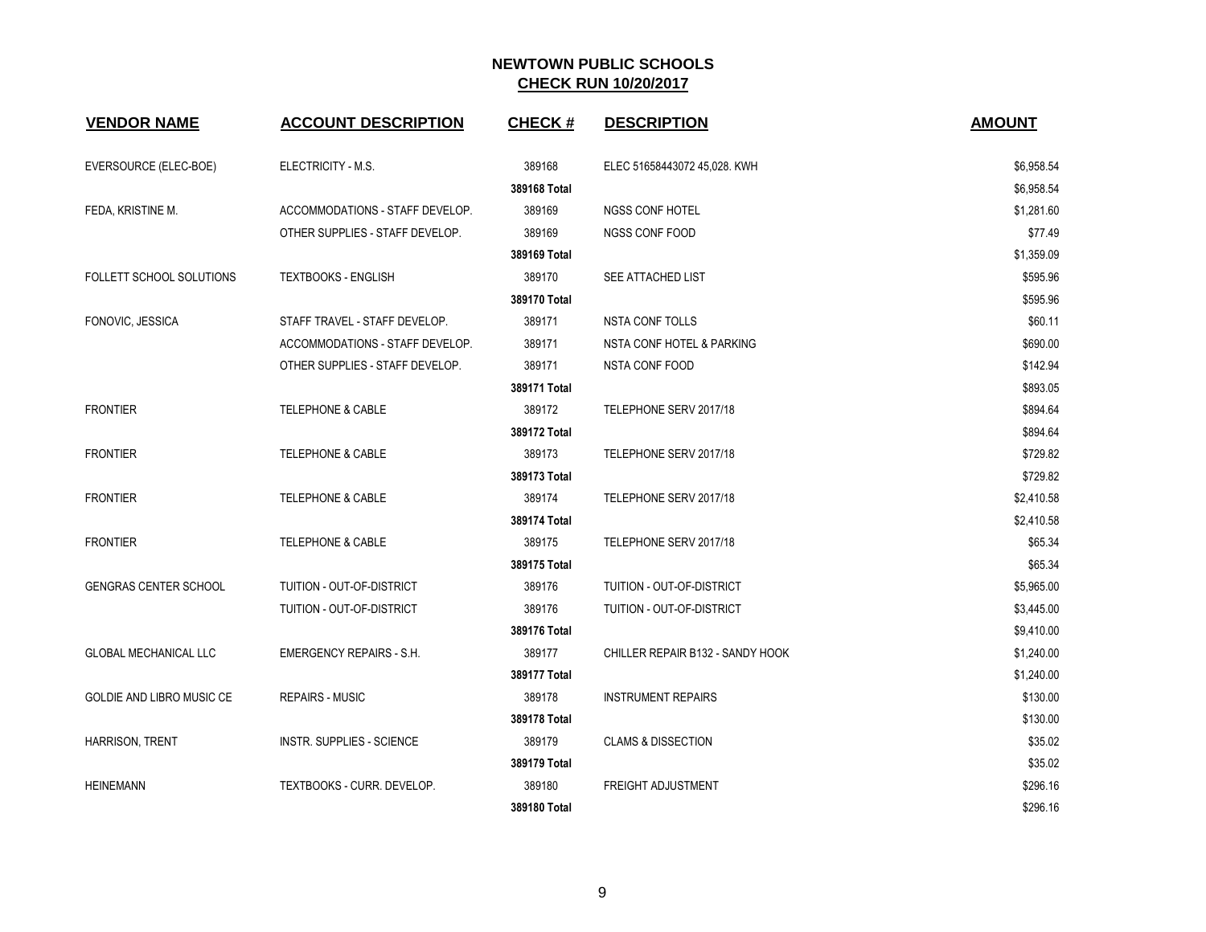# NEWTOWN PUBLIC SCHOOLS

## CHECK RUN 10/20/2017

| VENDOR NAME | ACCOUNT DESCRIPTION | CHECK # | DESCRIPTION | AMOUNT |
|---|---|---|---|---|
| EVERSOURCE (ELEC-BOE) | ELECTRICITY - M.S. | 389168 | ELEC 51658443072 45,028. KWH | $6,958.54 |
| | | **389168 Total** | | $6,958.54 |
| FEDA, KRISTINE M. | ACCOMMODATIONS - STAFF DEVELOP. | 389169 | NGSS CONF HOTEL | $1,281.60 |
| | OTHER SUPPLIES - STAFF DEVELOP. | 389169 | NGSS CONF FOOD | $77.49 |
| | | **389169 Total** | | $1,359.09 |
| FOLLETT SCHOOL SOLUTIONS | TEXTBOOKS - ENGLISH | 389170 | SEE ATTACHED LIST | $595.96 |
| | | **389170 Total** | | $595.96 |
| FONOVIC, JESSICA | STAFF TRAVEL - STAFF DEVELOP. | 389171 | NSTA CONF TOLLS | $60.11 |
| | ACCOMMODATIONS - STAFF DEVELOP. | 389171 | NSTA CONF HOTEL & PARKING | $690.00 |
| | OTHER SUPPLIES - STAFF DEVELOP. | 389171 | NSTA CONF FOOD | $142.94 |
| | | **389171 Total** | | $893.05 |
| FRONTIER | TELEPHONE & CABLE | 389172 | TELEPHONE SERV 2017/18 | $894.64 |
| | | **389172 Total** | | $894.64 |
| FRONTIER | TELEPHONE & CABLE | 389173 | TELEPHONE SERV 2017/18 | $729.82 |
| | | **389173 Total** | | $729.82 |
| FRONTIER | TELEPHONE & CABLE | 389174 | TELEPHONE SERV 2017/18 | $2,410.58 |
| | | **389174 Total** | | $2,410.58 |
| FRONTIER | TELEPHONE & CABLE | 389175 | TELEPHONE SERV 2017/18 | $65.34 |
| | | **389175 Total** | | $65.34 |
| GENGRAS CENTER SCHOOL | TUITION - OUT-OF-DISTRICT | 389176 | TUITION - OUT-OF-DISTRICT | $5,965.00 |
| | TUITION - OUT-OF-DISTRICT | 389176 | TUITION - OUT-OF-DISTRICT | $3,445.00 |
| | | **389176 Total** | | $9,410.00 |
| GLOBAL MECHANICAL LLC | EMERGENCY REPAIRS - S.H. | 389177 | CHILLER REPAIR B132 - SANDY HOOK | $1,240.00 |
| | | **389177 Total** | | $1,240.00 |
| GOLDIE AND LIBRO MUSIC CE | REPAIRS - MUSIC | 389178 | INSTRUMENT REPAIRS | $130.00 |
| | | **389178 Total** | | $130.00 |
| HARRISON, TRENT | INSTR. SUPPLIES - SCIENCE | 389179 | CLAMS & DISSECTION | $35.02 |
| | | **389179 Total** | | $35.02 |
| HEINEMANN | TEXTBOOKS - CURR. DEVELOP. | 389180 | FREIGHT ADJUSTMENT | $296.16 |
| | | **389180 Total** | | $296.16 |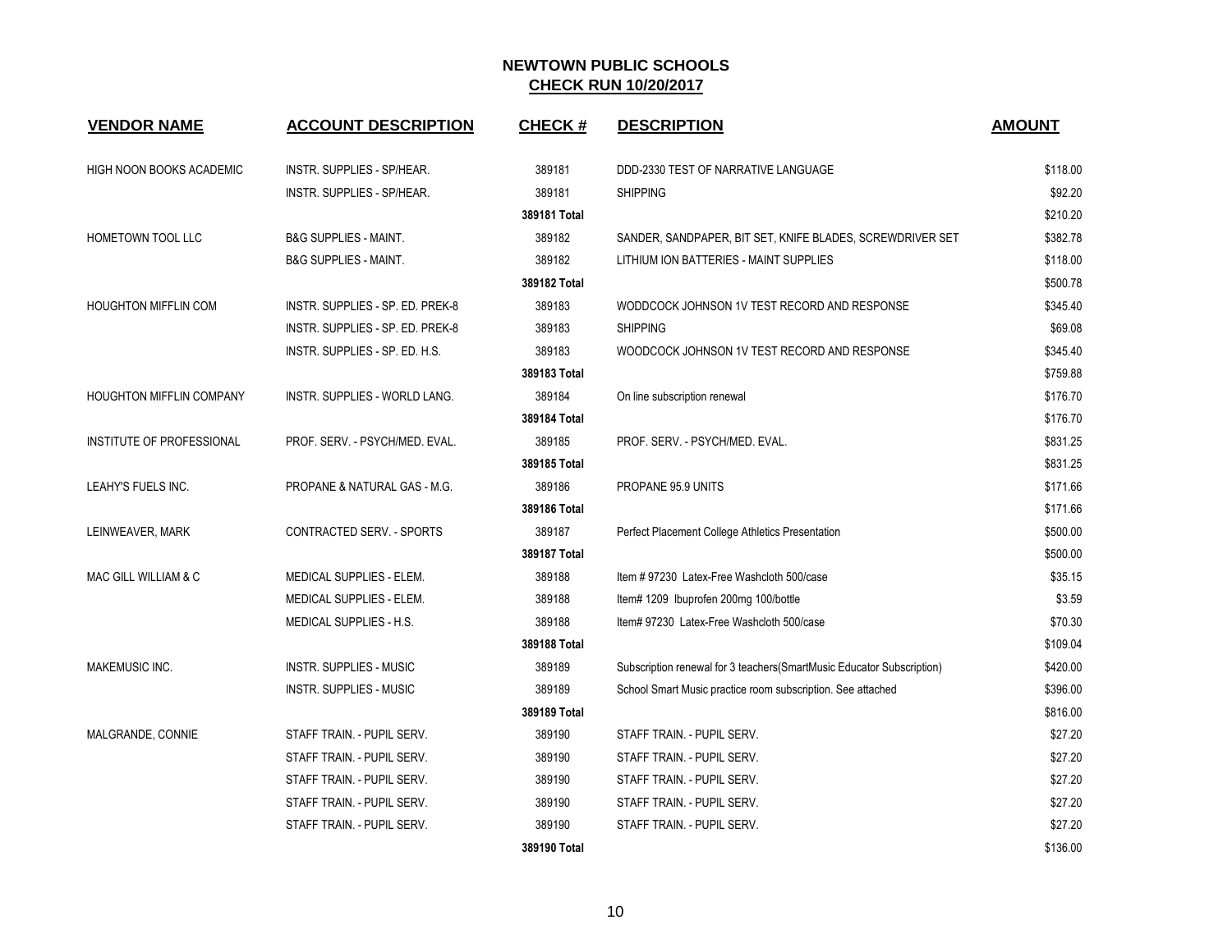# NEWTOWN PUBLIC SCHOOLS

## CHECK RUN 10/20/2017

| VENDOR NAME | ACCOUNT DESCRIPTION | CHECK # | DESCRIPTION | AMOUNT |
|---|---|---|---|---|
| HIGH NOON BOOKS ACADEMIC | INSTR. SUPPLIES - SP/HEAR. | 389181 | DDD-2330 TEST OF NARRATIVE LANGUAGE | $118.00 |
| | INSTR. SUPPLIES - SP/HEAR. | 389181 | SHIPPING | $92.20 |
| | | **389181 Total** | | $210.20 |
| HOMETOWN TOOL LLC | B&G SUPPLIES - MAINT. | 389182 | SANDER, SANDPAPER, BIT SET, KNIFE BLADES, SCREWDRIVER SET | $382.78 |
| | B&G SUPPLIES - MAINT. | 389182 | LITHIUM ION BATTERIES - MAINT SUPPLIES | $118.00 |
| | | **389182 Total** | | $500.78 |
| HOUGHTON MIFFLIN COM | INSTR. SUPPLIES - SP. ED. PREK-8 | 389183 | WODDCOCK JOHNSON 1V TEST RECORD AND RESPONSE | $345.40 |
| | INSTR. SUPPLIES - SP. ED. PREK-8 | 389183 | SHIPPING | $69.08 |
| | INSTR. SUPPLIES - SP. ED. H.S. | 389183 | WOODCOCK JOHNSON 1V TEST RECORD AND RESPONSE | $345.40 |
| | | **389183 Total** | | $759.88 |
| HOUGHTON MIFFLIN COMPANY | INSTR. SUPPLIES - WORLD LANG. | 389184 | On line subscription renewal | $176.70 |
| | | **389184 Total** | | $176.70 |
| INSTITUTE OF PROFESSIONAL | PROF. SERV. - PSYCH/MED. EVAL. | 389185 | PROF. SERV. - PSYCH/MED. EVAL. | $831.25 |
| | | **389185 Total** | | $831.25 |
| LEAHY'S FUELS INC. | PROPANE & NATURAL GAS - M.G. | 389186 | PROPANE 95.9 UNITS | $171.66 |
| | | **389186 Total** | | $171.66 |
| LEINWEAVER, MARK | CONTRACTED SERV. - SPORTS | 389187 | Perfect Placement College Athletics Presentation | $500.00 |
| | | **389187 Total** | | $500.00 |
| MAC GILL WILLIAM & C | MEDICAL SUPPLIES - ELEM. | 389188 | Item # 97230 Latex-Free Washcloth 500/case | $35.15 |
| | MEDICAL SUPPLIES - ELEM. | 389188 | Item# 1209 Ibuprofen 200mg 100/bottle | $3.59 |
| | MEDICAL SUPPLIES - H.S. | 389188 | Item# 97230 Latex-Free Washcloth 500/case | $70.30 |
| | | **389188 Total** | | $109.04 |
| MAKEMUSIC INC. | INSTR. SUPPLIES - MUSIC | 389189 | Subscription renewal for 3 teachers(SmartMusic Educator Subscription) | $420.00 |
| | INSTR. SUPPLIES - MUSIC | 389189 | School Smart Music practice room subscription. See attached | $396.00 |
| | | **389189 Total** | | $816.00 |
| MALGRANDE, CONNIE | STAFF TRAIN. - PUPIL SERV. | 389190 | STAFF TRAIN. - PUPIL SERV. | $27.20 |
| | STAFF TRAIN. - PUPIL SERV. | 389190 | STAFF TRAIN. - PUPIL SERV. | $27.20 |
| | STAFF TRAIN. - PUPIL SERV. | 389190 | STAFF TRAIN. - PUPIL SERV. | $27.20 |
| | STAFF TRAIN. - PUPIL SERV. | 389190 | STAFF TRAIN. - PUPIL SERV. | $27.20 |
| | STAFF TRAIN. - PUPIL SERV. | 389190 | STAFF TRAIN. - PUPIL SERV. | $27.20 |
| | | **389190 Total** | | $136.00 |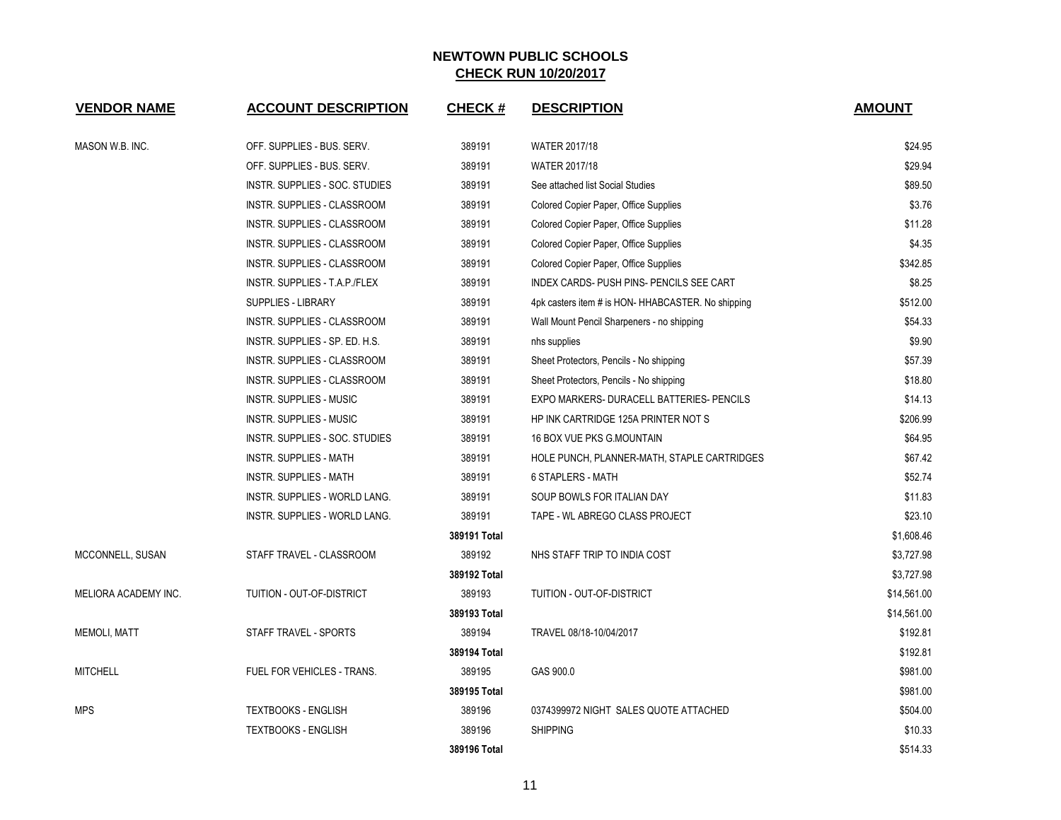# NEWTOWN PUBLIC SCHOOLS
## CHECK RUN 10/20/2017

| VENDOR NAME | ACCOUNT DESCRIPTION | CHECK # | DESCRIPTION | AMOUNT |
|---|---|---|---|---|
| MASON W.B. INC. | OFF. SUPPLIES - BUS. SERV. | 389191 | WATER 2017/18 | $24.95 |
| | OFF. SUPPLIES - BUS. SERV. | 389191 | WATER 2017/18 | $29.94 |
| | INSTR. SUPPLIES - SOC. STUDIES | 389191 | See attached list Social Studies | $89.50 |
| | INSTR. SUPPLIES - CLASSROOM | 389191 | Colored Copier Paper, Office Supplies | $3.76 |
| | INSTR. SUPPLIES - CLASSROOM | 389191 | Colored Copier Paper, Office Supplies | $11.28 |
| | INSTR. SUPPLIES - CLASSROOM | 389191 | Colored Copier Paper, Office Supplies | $4.35 |
| | INSTR. SUPPLIES - CLASSROOM | 389191 | Colored Copier Paper, Office Supplies | $342.85 |
| | INSTR. SUPPLIES - T.A.P./FLEX | 389191 | INDEX CARDS- PUSH PINS- PENCILS SEE CART | $8.25 |
| | SUPPLIES - LIBRARY | 389191 | 4pk casters item # is HON- HHABCASTER. No shipping | $512.00 |
| | INSTR. SUPPLIES - CLASSROOM | 389191 | Wall Mount Pencil Sharpeners - no shipping | $54.33 |
| | INSTR. SUPPLIES - SP. ED. H.S. | 389191 | nhs supplies | $9.90 |
| | INSTR. SUPPLIES - CLASSROOM | 389191 | Sheet Protectors, Pencils - No shipping | $57.39 |
| | INSTR. SUPPLIES - CLASSROOM | 389191 | Sheet Protectors, Pencils - No shipping | $18.80 |
| | INSTR. SUPPLIES - MUSIC | 389191 | EXPO MARKERS- DURACELL BATTERIES- PENCILS | $14.13 |
| | INSTR. SUPPLIES - MUSIC | 389191 | HP INK CARTRIDGE 125A PRINTER NOT S | $206.99 |
| | INSTR. SUPPLIES - SOC. STUDIES | 389191 | 16 BOX VUE PKS G.MOUNTAIN | $64.95 |
| | INSTR. SUPPLIES - MATH | 389191 | HOLE PUNCH, PLANNER-MATH, STAPLE CARTRIDGES | $67.42 |
| | INSTR. SUPPLIES - MATH | 389191 | 6 STAPLERS - MATH | $52.74 |
| | INSTR. SUPPLIES - WORLD LANG. | 389191 | SOUP BOWLS FOR ITALIAN DAY | $11.83 |
| | INSTR. SUPPLIES - WORLD LANG. | 389191 | TAPE - WL ABREGO CLASS PROJECT | $23.10 |
| | | **389191 Total** | | $1,608.46 |
| MCCONNELL, SUSAN | STAFF TRAVEL - CLASSROOM | 389192 | NHS STAFF TRIP TO INDIA COST | $3,727.98 |
| | | **389192 Total** | | $3,727.98 |
| MELIORA ACADEMY INC. | TUITION - OUT-OF-DISTRICT | 389193 | TUITION - OUT-OF-DISTRICT | $14,561.00 |
| | | **389193 Total** | | $14,561.00 |
| MEMOLI, MATT | STAFF TRAVEL - SPORTS | 389194 | TRAVEL 08/18-10/04/2017 | $192.81 |
| | | **389194 Total** | | $192.81 |
| MITCHELL | FUEL FOR VEHICLES - TRANS. | 389195 | GAS 900.0 | $981.00 |
| | | **389195 Total** | | $981.00 |
| MPS | TEXTBOOKS - ENGLISH | 389196 | 0374399972 NIGHT SALES QUOTE ATTACHED | $504.00 |
| | TEXTBOOKS - ENGLISH | 389196 | SHIPPING | $10.33 |
| | | **389196 Total** | | $514.33 |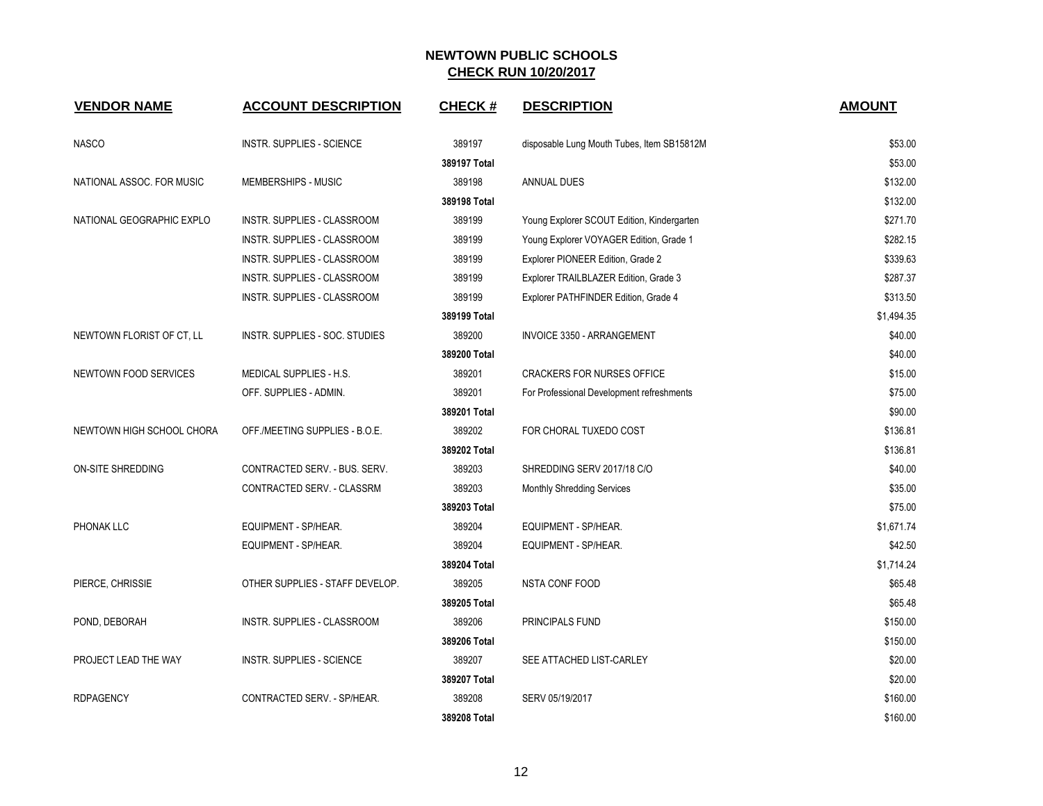# NEWTOWN PUBLIC SCHOOLS

## CHECK RUN 10/20/2017

| VENDOR NAME | ACCOUNT DESCRIPTION | CHECK # | DESCRIPTION | AMOUNT |
|---|---|---|---|---|
| NASCO | INSTR. SUPPLIES - SCIENCE | 389197 | disposable Lung Mouth Tubes, Item SB15812M | $53.00 |
| | | **389197 Total** | | $53.00 |
| NATIONAL ASSOC. FOR MUSIC | MEMBERSHIPS - MUSIC | 389198 | ANNUAL DUES | $132.00 |
| | | **389198 Total** | | $132.00 |
| NATIONAL GEOGRAPHIC EXPLO | INSTR. SUPPLIES - CLASSROOM | 389199 | Young Explorer SCOUT Edition, Kindergarten | $271.70 |
| | INSTR. SUPPLIES - CLASSROOM | 389199 | Young Explorer VOYAGER Edition, Grade 1 | $282.15 |
| | INSTR. SUPPLIES - CLASSROOM | 389199 | Explorer PIONEER Edition, Grade 2 | $339.63 |
| | INSTR. SUPPLIES - CLASSROOM | 389199 | Explorer TRAILBLAZER Edition, Grade 3 | $287.37 |
| | INSTR. SUPPLIES - CLASSROOM | 389199 | Explorer PATHFINDER Edition, Grade 4 | $313.50 |
| | | **389199 Total** | | $1,494.35 |
| NEWTOWN FLORIST OF CT, LL | INSTR. SUPPLIES - SOC. STUDIES | 389200 | INVOICE 3350 - ARRANGEMENT | $40.00 |
| | | **389200 Total** | | $40.00 |
| NEWTOWN FOOD SERVICES | MEDICAL SUPPLIES - H.S. | 389201 | CRACKERS FOR NURSES OFFICE | $15.00 |
| | OFF. SUPPLIES - ADMIN. | 389201 | For Professional Development refreshments | $75.00 |
| | | **389201 Total** | | $90.00 |
| NEWTOWN HIGH SCHOOL CHORA | OFF./MEETING SUPPLIES - B.O.E. | 389202 | FOR CHORAL TUXEDO COST | $136.81 |
| | | **389202 Total** | | $136.81 |
| ON-SITE SHREDDING | CONTRACTED SERV. - BUS. SERV. | 389203 | SHREDDING SERV 2017/18 C/O | $40.00 |
| | CONTRACTED SERV. - CLASSRM | 389203 | Monthly Shredding Services | $35.00 |
| | | **389203 Total** | | $75.00 |
| PHONAK LLC | EQUIPMENT - SP/HEAR. | 389204 | EQUIPMENT - SP/HEAR. | $1,671.74 |
| | EQUIPMENT - SP/HEAR. | 389204 | EQUIPMENT - SP/HEAR. | $42.50 |
| | | **389204 Total** | | $1,714.24 |
| PIERCE, CHRISSIE | OTHER SUPPLIES - STAFF DEVELOP. | 389205 | NSTA CONF FOOD | $65.48 |
| | | **389205 Total** | | $65.48 |
| POND, DEBORAH | INSTR. SUPPLIES - CLASSROOM | 389206 | PRINCIPALS FUND | $150.00 |
| | | **389206 Total** | | $150.00 |
| PROJECT LEAD THE WAY | INSTR. SUPPLIES - SCIENCE | 389207 | SEE ATTACHED LIST-CARLEY | $20.00 |
| | | **389207 Total** | | $20.00 |
| RDPAGENCY | CONTRACTED SERV. - SP/HEAR. | 389208 | SERV 05/19/2017 | $160.00 |
| | | **389208 Total** | | $160.00 |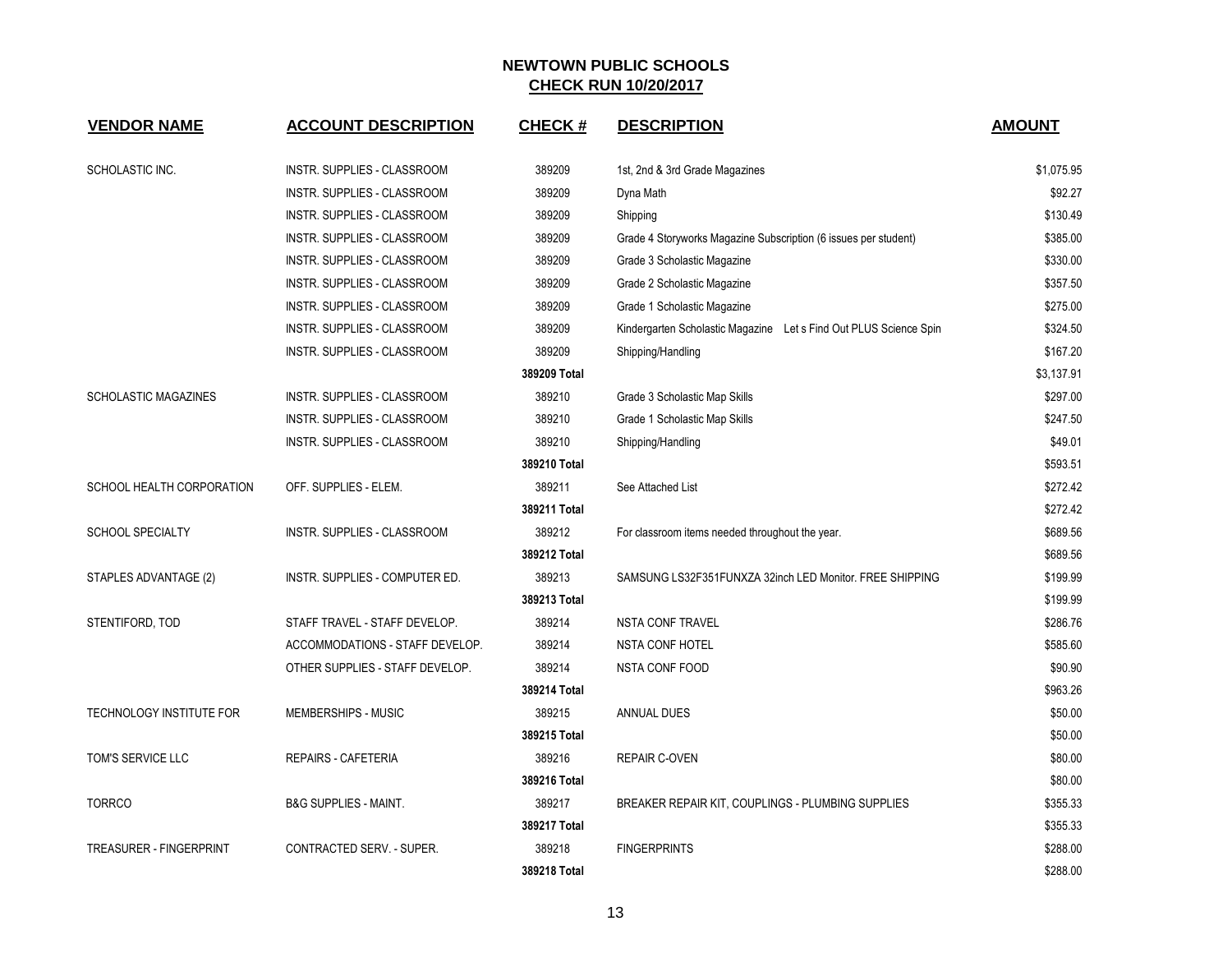# NEWTOWN PUBLIC SCHOOLS

## CHECK RUN 10/20/2017

| VENDOR NAME | ACCOUNT DESCRIPTION | CHECK # | DESCRIPTION | AMOUNT |
|---|---|---|---|---|
| SCHOLASTIC INC. | INSTR. SUPPLIES - CLASSROOM | 389209 | 1st, 2nd & 3rd Grade Magazines | $1,075.95 |
| | INSTR. SUPPLIES - CLASSROOM | 389209 | Dyna Math | $92.27 |
| | INSTR. SUPPLIES - CLASSROOM | 389209 | Shipping | $130.49 |
| | INSTR. SUPPLIES - CLASSROOM | 389209 | Grade 4 Storyworks Magazine Subscription (6 issues per student) | $385.00 |
| | INSTR. SUPPLIES - CLASSROOM | 389209 | Grade 3 Scholastic Magazine | $330.00 |
| | INSTR. SUPPLIES - CLASSROOM | 389209 | Grade 2 Scholastic Magazine | $357.50 |
| | INSTR. SUPPLIES - CLASSROOM | 389209 | Grade 1 Scholastic Magazine | $275.00 |
| | INSTR. SUPPLIES - CLASSROOM | 389209 | Kindergarten Scholastic Magazine Let s Find Out PLUS Science Spin | $324.50 |
| | INSTR. SUPPLIES - CLASSROOM | 389209 | Shipping/Handling | $167.20 |
| | | **389209 Total** | | $3,137.91 |
| SCHOLASTIC MAGAZINES | INSTR. SUPPLIES - CLASSROOM | 389210 | Grade 3 Scholastic Map Skills | $297.00 |
| | INSTR. SUPPLIES - CLASSROOM | 389210 | Grade 1 Scholastic Map Skills | $247.50 |
| | INSTR. SUPPLIES - CLASSROOM | 389210 | Shipping/Handling | $49.01 |
| | | **389210 Total** | | $593.51 |
| SCHOOL HEALTH CORPORATION | OFF. SUPPLIES - ELEM. | 389211 | See Attached List | $272.42 |
| | | **389211 Total** | | $272.42 |
| SCHOOL SPECIALTY | INSTR. SUPPLIES - CLASSROOM | 389212 | For classroom items needed throughout the year. | $689.56 |
| | | **389212 Total** | | $689.56 |
| STAPLES ADVANTAGE (2) | INSTR. SUPPLIES - COMPUTER ED. | 389213 | SAMSUNG LS32F351FUNXZA 32inch LED Monitor. FREE SHIPPING | $199.99 |
| | | **389213 Total** | | $199.99 |
| STENTIFORD, TOD | STAFF TRAVEL - STAFF DEVELOP. | 389214 | NSTA CONF TRAVEL | $286.76 |
| | ACCOMMODATIONS - STAFF DEVELOP. | 389214 | NSTA CONF HOTEL | $585.60 |
| | OTHER SUPPLIES - STAFF DEVELOP. | 389214 | NSTA CONF FOOD | $90.90 |
| | | **389214 Total** | | $963.26 |
| TECHNOLOGY INSTITUTE FOR | MEMBERSHIPS - MUSIC | 389215 | ANNUAL DUES | $50.00 |
| | | **389215 Total** | | $50.00 |
| TOM'S SERVICE LLC | REPAIRS - CAFETERIA | 389216 | REPAIR C-OVEN | $80.00 |
| | | **389216 Total** | | $80.00 |
| TORRCO | B&G SUPPLIES - MAINT. | 389217 | BREAKER REPAIR KIT, COUPLINGS - PLUMBING SUPPLIES | $355.33 |
| | | **389217 Total** | | $355.33 |
| TREASURER - FINGERPRINT | CONTRACTED SERV. - SUPER. | 389218 | FINGERPRINTS | $288.00 |
| | | **389218 Total** | | $288.00 |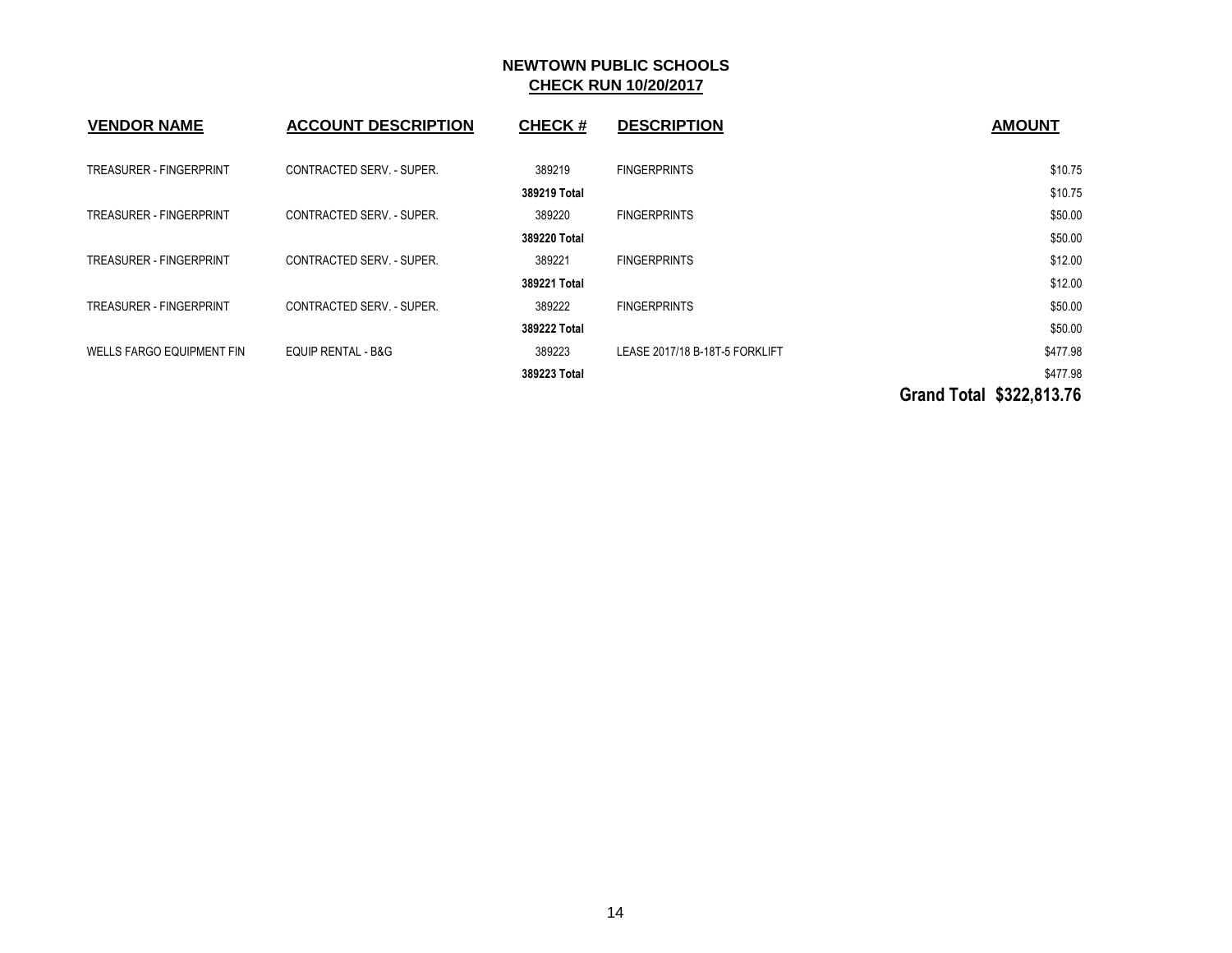**NEWTOWN PUBLIC SCHOOLS**
**CHECK RUN 10/20/2017**

| VENDOR NAME | ACCOUNT DESCRIPTION | CHECK # | DESCRIPTION | AMOUNT |
|---|---|---|---|---|
| TREASURER - FINGERPRINT | CONTRACTED SERV. - SUPER. | 389219 | FINGERPRINTS | $10.75 |
| | | **389219 Total** | | $10.75 |
| TREASURER - FINGERPRINT | CONTRACTED SERV. - SUPER. | 389220 | FINGERPRINTS | $50.00 |
| | | **389220 Total** | | $50.00 |
| TREASURER - FINGERPRINT | CONTRACTED SERV. - SUPER. | 389221 | FINGERPRINTS | $12.00 |
| | | **389221 Total** | | $12.00 |
| TREASURER - FINGERPRINT | CONTRACTED SERV. - SUPER. | 389222 | FINGERPRINTS | $50.00 |
| | | **389222 Total** | | $50.00 |
| WELLS FARGO EQUIPMENT FIN | EQUIP RENTAL - B&G | 389223 | LEASE 2017/18 B-18T-5 FORKLIFT | $477.98 |
| | | **389223 Total** | | $477.98 |
| | | | **Grand Total** | **$322,813.76** |